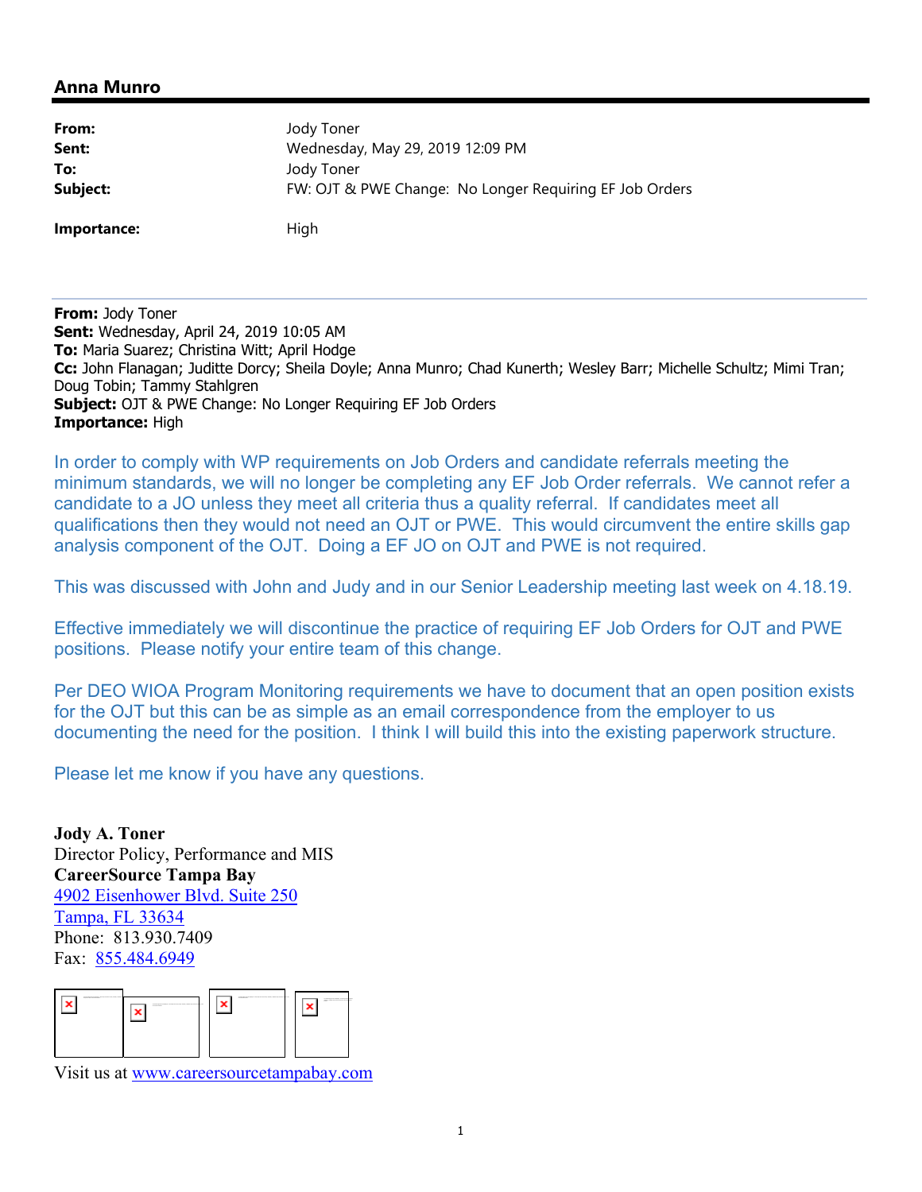## Anna Munro

| | |
|---|---|
| **From:** | Jody Toner |
| **Sent:** | Wednesday, May 29, 2019 12:09 PM |
| **To:** | Jody Toner |
| **Subject:** | FW: OJT & PWE Change: No Longer Requiring EF Job Orders |
| **Importance:** | High |

---

**From:** Jody Toner
**Sent:** Wednesday, April 24, 2019 10:05 AM
**To:** Maria Suarez; Christina Witt; April Hodge
**Cc:** John Flanagan; Juditte Dorcy; Sheila Doyle; Anna Munro; Chad Kunerth; Wesley Barr; Michelle Schultz; Mimi Tran; Doug Tobin; Tammy Stahlgren
**Subject:** OJT & PWE Change: No Longer Requiring EF Job Orders
**Importance:** High

In order to comply with WP requirements on Job Orders and candidate referrals meeting the minimum standards, we will no longer be completing any EF Job Order referrals. We cannot refer a candidate to a JO unless they meet all criteria thus a quality referral. If candidates meet all qualifications then they would not need an OJT or PWE. This would circumvent the entire skills gap analysis component of the OJT. Doing a EF JO on OJT and PWE is not required.

This was discussed with John and Judy and in our Senior Leadership meeting last week on 4.18.19.

Effective immediately we will discontinue the practice of requiring EF Job Orders for OJT and PWE positions. Please notify your entire team of this change.

Per DEO WIOA Program Monitoring requirements we have to document that an open position exists for the OJT but this can be as simple as an email correspondence from the employer to us documenting the need for the position. I think I will build this into the existing paperwork structure.

Please let me know if you have any questions.

**Jody A. Toner**
Director Policy, Performance and MIS
**CareerSource Tampa Bay**
4902 Eisenhower Blvd. Suite 250
Tampa, FL 33634
Phone: 813.930.7409
Fax: 855.484.6949

Visit us at www.careersourcetampabay.com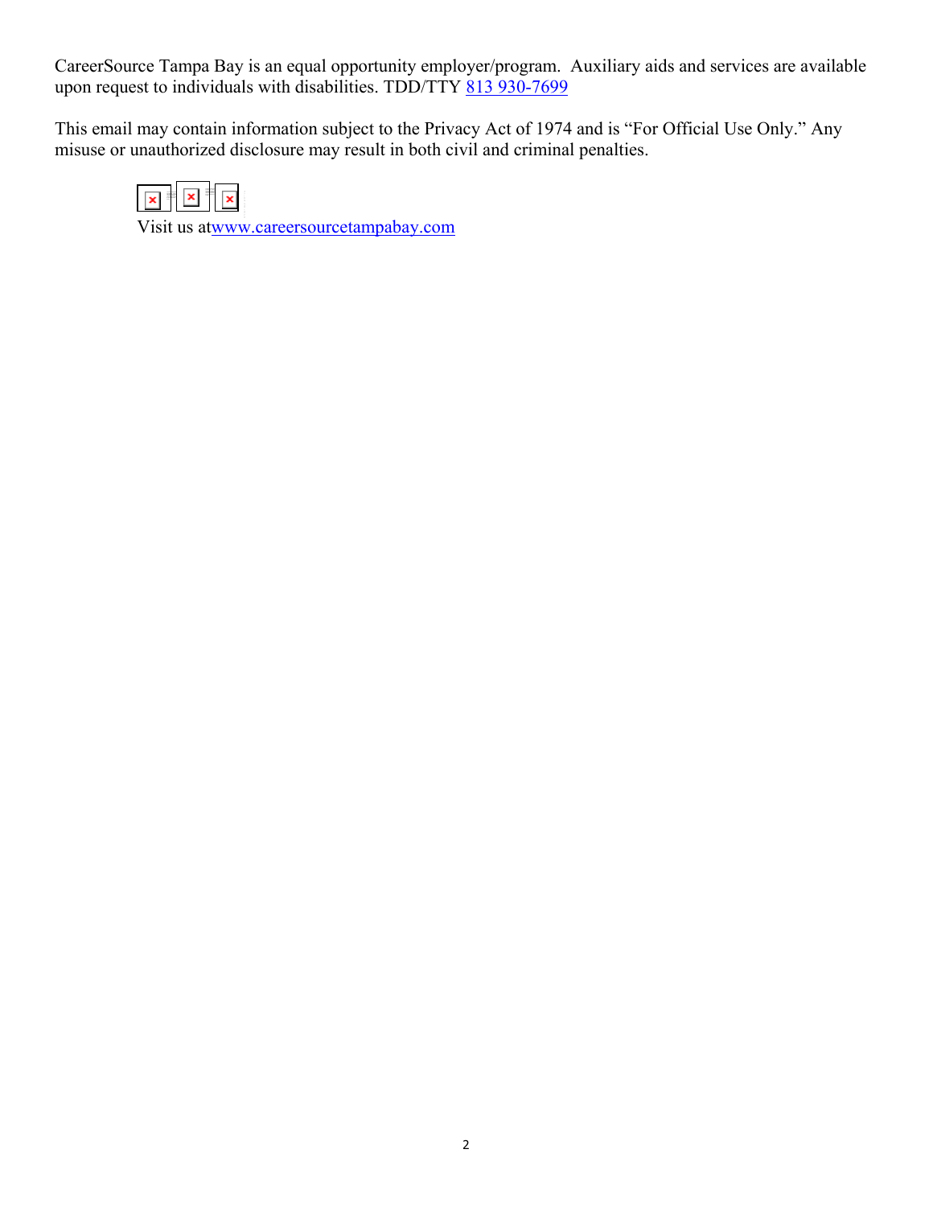CareerSource Tampa Bay is an equal opportunity employer/program. Auxiliary aids and services are available upon request to individuals with disabilities. TDD/TTY 813 930-7699

This email may contain information subject to the Privacy Act of 1974 and is "For Official Use Only." Any misuse or unauthorized disclosure may result in both civil and criminal penalties.

Visit us atwww.careersourcetampabay.com